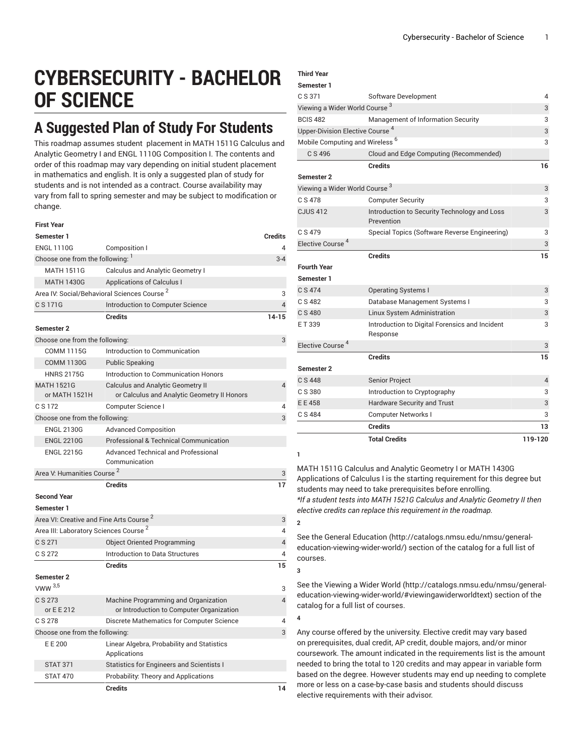# CYBERSECURITY - BACHELOR OF SCIENCE

## A Suggested Plan of Study For Students

This roadmap assumes student placement in MATH 1511G Calculus and Analytic Geometry I and ENGL 1110G Composition I. The contents and order of this roadmap may vary depending on initial student placement in mathematics and english. It is only a suggested plan of study for students and is not intended as a contract. Course availability may vary from fall to spring semester and may be subject to modification or change.

| First Year | | |
|---|---|---|
| **Semester 1** | | **Credits** |
| ENGL 1110G | Composition I | 4 |
| Choose one from the following: [1] | | 3-4 |
| MATH 1511G | Calculus and Analytic Geometry I | |
| MATH 1430G | Applications of Calculus I | |
| Area IV: Social/Behavioral Sciences Course [2] | | 3 |
| C S 171G | Introduction to Computer Science | 4 |
| | **Credits** | **14-15** |
| **Semester 2** | | |
| Choose one from the following: | | 3 |
| COMM 1115G | Introduction to Communication | |
| COMM 1130G | Public Speaking | |
| HNRS 2175G | Introduction to Communication Honors | |
| MATH 1521G or MATH 1521H | Calculus and Analytic Geometry II or Calculus and Analytic Geometry II Honors | 4 |
| C S 172 | Computer Science I | 4 |
| Choose one from the following: | | 3 |
| ENGL 2130G | Advanced Composition | |
| ENGL 2210G | Professional & Technical Communication | |
| ENGL 2215G | Advanced Technical and Professional Communication | |
| Area V: Humanities Course [2] | | 3 |
| | **Credits** | **17** |
| **Second Year** | | |
| **Semester 1** | | |
| Area VI: Creative and Fine Arts Course [2] | | 3 |
| Area III: Laboratory Sciences Course [2] | | 4 |
| C S 271 | Object Oriented Programming | 4 |
| C S 272 | Introduction to Data Structures | 4 |
| | **Credits** | **15** |
| **Semester 2** | | |
| VWW [3,5] | | 3 |
| C S 273 or E E 212 | Machine Programming and Organization or Introduction to Computer Organization | 4 |
| C S 278 | Discrete Mathematics for Computer Science | 4 |
| Choose one from the following: | | 3 |
| E E 200 | Linear Algebra, Probability and Statistics Applications | |
| STAT 371 | Statistics for Engineers and Scientists I | |
| STAT 470 | Probability: Theory and Applications | |
| | **Credits** | **14** |
| **Third Year** | | |
| **Semester 1** | | |
| C S 371 | Software Development | 4 |
| Viewing a Wider World Course [3] | | 3 |
| BCIS 482 | Management of Information Security | 3 |
| Upper-Division Elective Course [4] | | 3 |
| Mobile Computing and Wireless [6] | | 3 |
| C S 496 | Cloud and Edge Computing (Recommended) | |
| | **Credits** | **16** |
| **Semester 2** | | |
| Viewing a Wider World Course [3] | | 3 |
| C S 478 | Computer Security | 3 |
| CJUS 412 | Introduction to Security Technology and Loss Prevention | 3 |
| C S 479 | Special Topics (Software Reverse Engineering) | 3 |
| Elective Course [4] | | 3 |
| | **Credits** | **15** |
| **Fourth Year** | | |
| **Semester 1** | | |
| C S 474 | Operating Systems I | 3 |
| C S 482 | Database Management Systems I | 3 |
| C S 480 | Linux System Administration | 3 |
| E T 339 | Introduction to Digital Forensics and Incident Response | 3 |
| Elective Course [4] | | 3 |
| | **Credits** | **15** |
| **Semester 2** | | |
| C S 448 | Senior Project | 4 |
| C S 380 | Introduction to Cryptography | 3 |
| E E 458 | Hardware Security and Trust | 3 |
| C S 484 | Computer Networks I | 3 |
| | **Credits** | **13** |
| | **Total Credits** | **119-120** |

**1**

MATH 1511G Calculus and Analytic Geometry I or MATH 1430G Applications of Calculus I is the starting requirement for this degree but students may need to take prerequisites before enrolling.
*\*If a student tests into MATH 1521G Calculus and Analytic Geometry II then elective credits can replace this requirement in the roadmap.*

**2**

See the General Education (http://catalogs.nmsu.edu/nmsu/general-education-viewing-wider-world/) section of the catalog for a full list of courses.

**3**

See the Viewing a Wider World (http://catalogs.nmsu.edu/nmsu/general-education-viewing-wider-world/#viewingawiderworldtext) section of the catalog for a full list of courses.

**4**

Any course offered by the university. Elective credit may vary based on prerequisites, dual credit, AP credit, double majors, and/or minor coursework. The amount indicated in the requirements list is the amount needed to bring the total to 120 credits and may appear in variable form based on the degree. However students may end up needing to complete more or less on a case-by-case basis and students should discuss elective requirements with their advisor.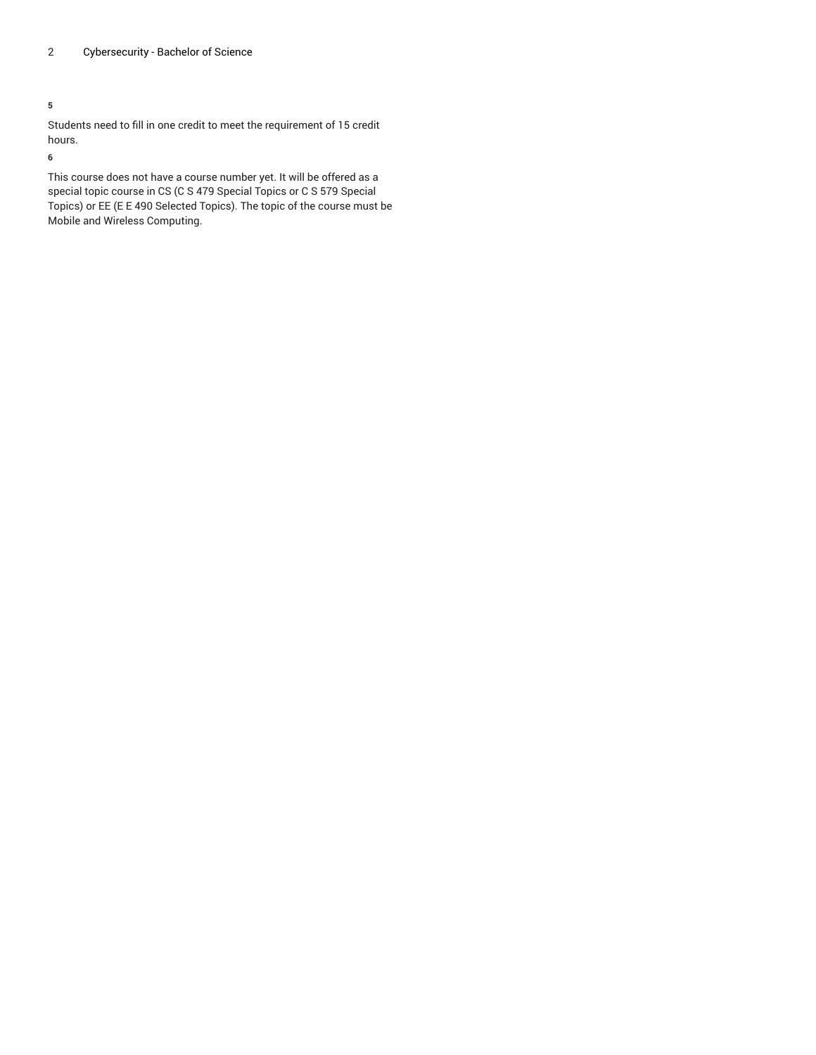**5**

Students need to fill in one credit to meet the requirement of 15 credit hours.

**6**

This course does not have a course number yet. It will be offered as a special topic course in CS (C S 479 Special Topics or C S 579 Special Topics) or EE (E E 490 Selected Topics). The topic of the course must be Mobile and Wireless Computing.